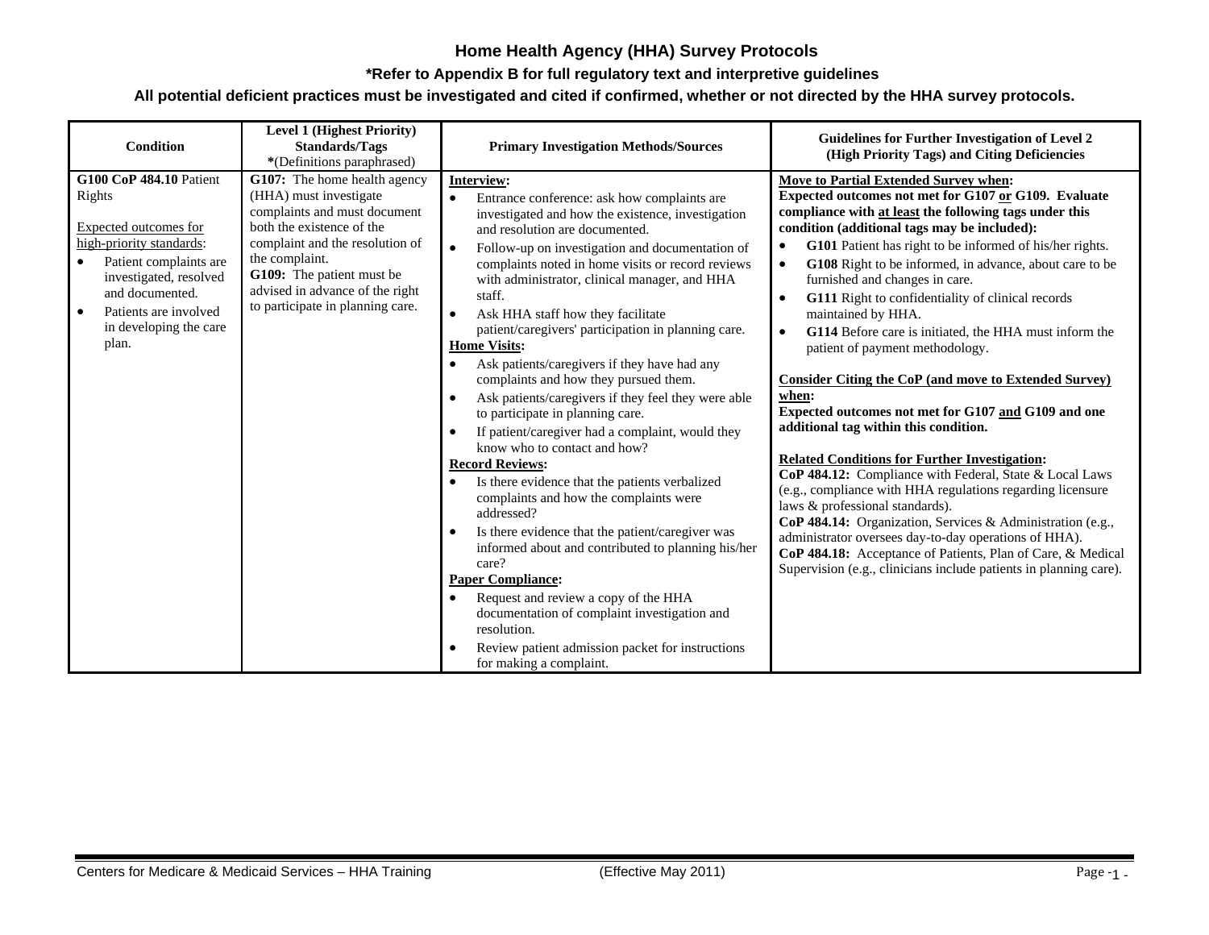# Home Health Agency (HHA) Survey Protocols

**\*Refer to Appendix B for full regulatory text and interpretive guidelines**

**All potential deficient practices must be investigated and cited if confirmed, whether or not directed by the HHA survey protocols.**

| Condition | Level 1 (Highest Priority) Standards/Tags *(Definitions paraphrased) | Primary Investigation Methods/Sources | Guidelines for Further Investigation of Level 2 (High Priority Tags) and Citing Deficiencies |
|---|---|---|---|
| **G100 CoP 484.10** Patient Rights<br><br>Expected outcomes for high-priority standards:<br>• Patient complaints are investigated, resolved and documented.<br>• Patients are involved in developing the care plan. | **G107:** The home health agency (HHA) must investigate complaints and must document both the existence of the complaint and the resolution of the complaint.<br>**G109:** The patient must be advised in advance of the right to participate in planning care. | **Interview:**<br>• Entrance conference: ask how complaints are investigated and how the existence, investigation and resolution are documented.<br>• Follow-up on investigation and documentation of complaints noted in home visits or record reviews with administrator, clinical manager, and HHA staff.<br>• Ask HHA staff how they facilitate patient/caregivers' participation in planning care.<br>**Home Visits:**<br>• Ask patients/caregivers if they have had any complaints and how they pursued them.<br>• Ask patients/caregivers if they feel they were able to participate in planning care.<br>• If patient/caregiver had a complaint, would they know who to contact and how?<br>**Record Reviews:**<br>• Is there evidence that the patients verbalized complaints and how the complaints were addressed?<br>• Is there evidence that the patient/caregiver was informed about and contributed to planning his/her care?<br>**Paper Compliance:**<br>• Request and review a copy of the HHA documentation of complaint investigation and resolution.<br>• Review patient admission packet for instructions for making a complaint. | **Move to Partial Extended Survey when:**<br>**Expected outcomes not met for G107 or G109. Evaluate compliance with at least the following tags under this condition (additional tags may be included):**<br>• **G101** Patient has right to be informed of his/her rights.<br>• **G108** Right to be informed, in advance, about care to be furnished and changes in care.<br>• **G111** Right to confidentiality of clinical records maintained by HHA.<br>• **G114** Before care is initiated, the HHA must inform the patient of payment methodology.<br><br>**Consider Citing the CoP (and move to Extended Survey) when:**<br>**Expected outcomes not met for G107 and G109 and one additional tag within this condition.**<br><br>**Related Conditions for Further Investigation:**<br>**CoP 484.12:** Compliance with Federal, State & Local Laws (e.g., compliance with HHA regulations regarding licensure laws & professional standards).<br>**CoP 484.14:** Organization, Services & Administration (e.g., administrator oversees day-to-day operations of HHA).<br>**CoP 484.18:** Acceptance of Patients, Plan of Care, & Medical Supervision (e.g., clinicians include patients in planning care). |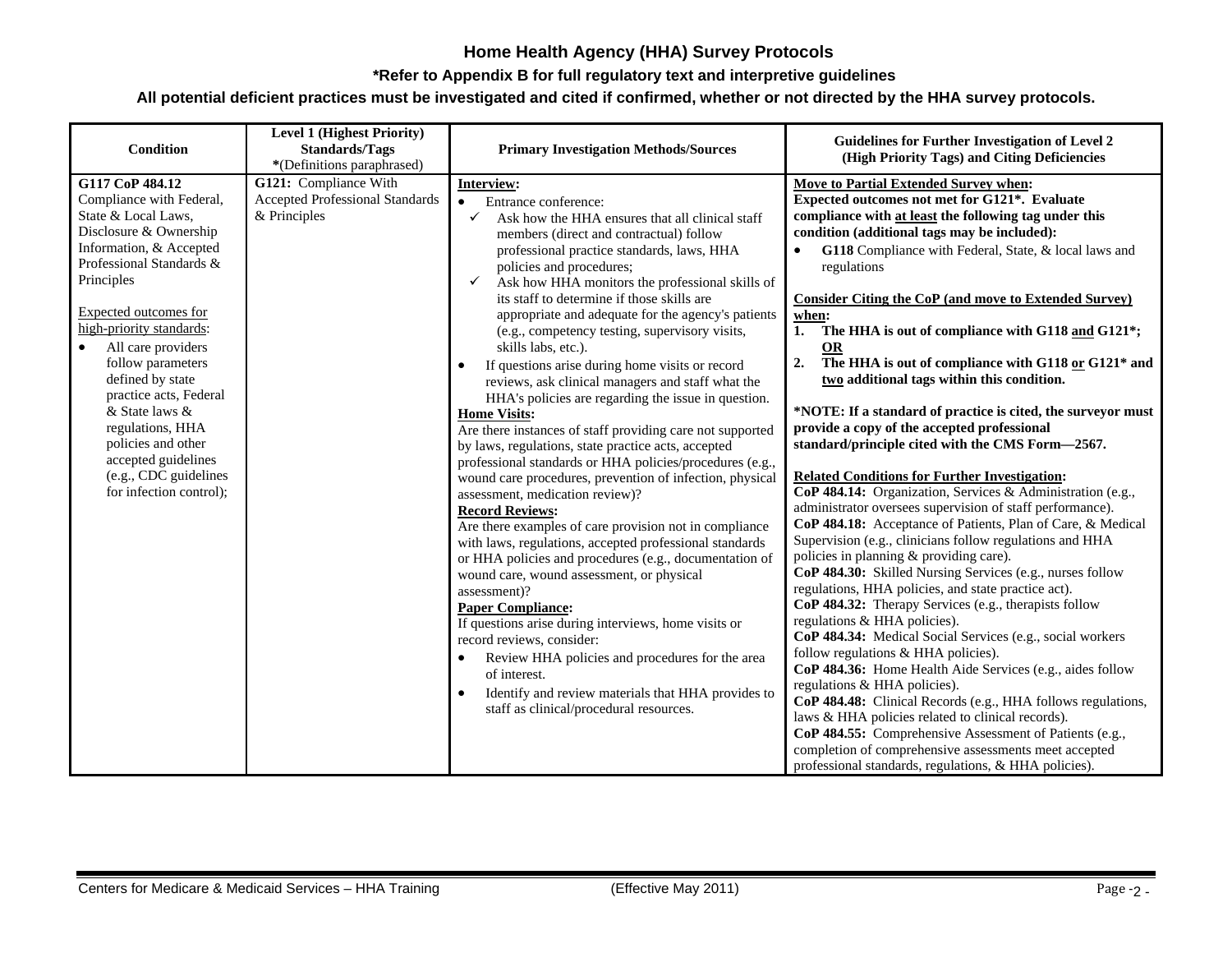# Home Health Agency (HHA) Survey Protocols

**\*Refer to Appendix B for full regulatory text and interpretive guidelines**

**All potential deficient practices must be investigated and cited if confirmed, whether or not directed by the HHA survey protocols.**

| Condition | Level 1 (Highest Priority) Standards/Tags *(Definitions paraphrased) | Primary Investigation Methods/Sources | Guidelines for Further Investigation of Level 2 (High Priority Tags) and Citing Deficiencies |
|---|---|---|---|
| **G117 CoP 484.12** Compliance with Federal, State & Local Laws, Disclosure & Ownership Information, & Accepted Professional Standards & Principles<br><br><u>Expected outcomes for high-priority standards</u>:<br>• All care providers follow parameters defined by state practice acts, Federal & State laws & regulations, HHA policies and other accepted guidelines (e.g., CDC guidelines for infection control); | **G121:** Compliance With Accepted Professional Standards & Principles | **<u>Interview</u>:**<br>• Entrance conference:<br>✓ Ask how the HHA ensures that all clinical staff members (direct and contractual) follow professional practice standards, laws, HHA policies and procedures;<br>✓ Ask how HHA monitors the professional skills of its staff to determine if those skills are appropriate and adequate for the agency's patients (e.g., competency testing, supervisory visits, skills labs, etc.).<br>• If questions arise during home visits or record reviews, ask clinical managers and staff what the HHA's policies are regarding the issue in question.<br>**<u>Home Visits</u>:**<br>Are there instances of staff providing care not supported by laws, regulations, state practice acts, accepted professional standards or HHA policies/procedures (e.g., wound care procedures, prevention of infection, physical assessment, medication review)?<br>**<u>Record Reviews</u>:**<br>Are there examples of care provision not in compliance with laws, regulations, accepted professional standards or HHA policies and procedures (e.g., documentation of wound care, wound assessment, or physical assessment)?<br>**<u>Paper Compliance</u>:**<br>If questions arise during interviews, home visits or record reviews, consider:<br>• Review HHA policies and procedures for the area of interest.<br>• Identify and review materials that HHA provides to staff as clinical/procedural resources. | **<u>Move to Partial Extended Survey when</u>:**<br>**Expected outcomes not met for G121\*. Evaluate compliance with <u>at least</u> the following tag under this condition (additional tags may be included):**<br>• **G118** Compliance with Federal, State, & local laws and regulations<br><br>**<u>Consider Citing the CoP (and move to Extended Survey) when</u>:**<br>**1. The HHA is out of compliance with G118 <u>and</u> G121\*; <u>OR</u>**<br>**2. The HHA is out of compliance with G118 <u>or</u> G121\* and <u>two</u> additional tags within this condition.**<br><br>**\*NOTE: If a standard of practice is cited, the surveyor must provide a copy of the accepted professional standard/principle cited with the CMS Form—2567.**<br><br>**<u>Related Conditions for Further Investigation</u>:**<br>**CoP 484.14:** Organization, Services & Administration (e.g., administrator oversees supervision of staff performance).<br>**CoP 484.18:** Acceptance of Patients, Plan of Care, & Medical Supervision (e.g., clinicians follow regulations and HHA policies in planning & providing care).<br>**CoP 484.30:** Skilled Nursing Services (e.g., nurses follow regulations, HHA policies, and state practice act).<br>**CoP 484.32:** Therapy Services (e.g., therapists follow regulations & HHA policies).<br>**CoP 484.34:** Medical Social Services (e.g., social workers follow regulations & HHA policies).<br>**CoP 484.36:** Home Health Aide Services (e.g., aides follow regulations & HHA policies).<br>**CoP 484.48:** Clinical Records (e.g., HHA follows regulations, laws & HHA policies related to clinical records).<br>**CoP 484.55:** Comprehensive Assessment of Patients (e.g., completion of comprehensive assessments meet accepted professional standards, regulations, & HHA policies). |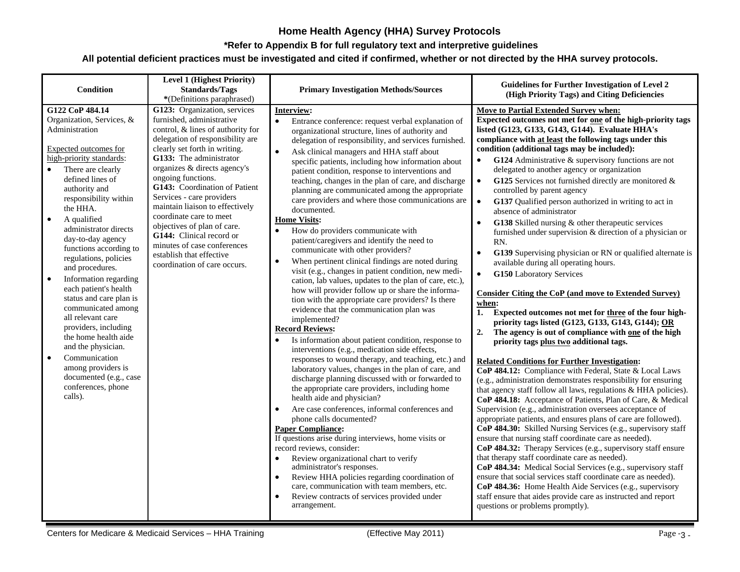# Home Health Agency (HHA) Survey Protocols

**\*Refer to Appendix B for full regulatory text and interpretive guidelines**

**All potential deficient practices must be investigated and cited if confirmed, whether or not directed by the HHA survey protocols.**

| Condition | Level 1 (Highest Priority) Standards/Tags *(Definitions paraphrased) | Primary Investigation Methods/Sources | Guidelines for Further Investigation of Level 2 (High Priority Tags) and Citing Deficiencies |
|---|---|---|---|
| **G122 CoP 484.14**<br>Organization, Services, & Administration<br><br>Expected outcomes for high-priority standards:<br>• There are clearly defined lines of authority and responsibility within the HHA.<br>• A qualified administrator directs day-to-day agency functions according to regulations, policies and procedures.<br>• Information regarding each patient's health status and care plan is communicated among all relevant care providers, including the home health aide and the physician.<br>• Communication among providers is documented (e.g., case conferences, phone calls). | **G123:** Organization, services furnished, administrative control, & lines of authority for delegation of responsibility are clearly set forth in writing.<br>**G133:** The administrator organizes & directs agency's ongoing functions.<br>**G143:** Coordination of Patient Services - care providers maintain liaison to effectively coordinate care to meet objectives of plan of care.<br>**G144:** Clinical record or minutes of case conferences establish that effective coordination of care occurs. | **Interview:**<br>• Entrance conference: request verbal explanation of organizational structure, lines of authority and delegation of responsibility, and services furnished.<br>• Ask clinical managers and HHA staff about specific patients, including how information about patient condition, response to interventions and teaching, changes in the plan of care, and discharge planning are communicated among the appropriate care providers and where those communications are documented.<br>**Home Visits:**<br>• How do providers communicate with patient/caregivers and identify the need to communicate with other providers?<br>• When pertinent clinical findings are noted during visit (e.g., changes in patient condition, new medication, lab values, updates to the plan of care, etc.), how will provider follow up or share the information with the appropriate care providers? Is there evidence that the communication plan was implemented?<br>**Record Reviews:**<br>• Is information about patient condition, response to interventions (e.g., medication side effects, responses to wound therapy, and teaching, etc.) and laboratory values, changes in the plan of care, and discharge planning discussed with or forwarded to the appropriate care providers, including home health aide and physician?<br>• Are case conferences, informal conferences and phone calls documented?<br>**Paper Compliance:**<br>If questions arise during interviews, home visits or record reviews, consider:<br>• Review organizational chart to verify administrator's responses.<br>• Review HHA policies regarding coordination of care, communication with team members, etc.<br>• Review contracts of services provided under arrangement. | **Move to Partial Extended Survey when:**<br>**Expected outcomes not met for one of the high-priority tags listed (G123, G133, G143, G144). Evaluate HHA's compliance with at least the following tags under this condition (additional tags may be included):**<br>• **G124** Administrative & supervisory functions are not delegated to another agency or organization<br>• **G125** Services not furnished directly are monitored & controlled by parent agency<br>• **G137** Qualified person authorized in writing to act in absence of administrator<br>• **G138** Skilled nursing & other therapeutic services furnished under supervision & direction of a physician or RN.<br>• **G139** Supervising physician or RN or qualified alternate is available during all operating hours.<br>• **G150** Laboratory Services<br><br>**Consider Citing the CoP (and move to Extended Survey) when:**<br>**1. Expected outcomes not met for three of the four high-priority tags listed (G123, G133, G143, G144); OR**<br>**2. The agency is out of compliance with one of the high priority tags plus two additional tags.**<br><br>**Related Conditions for Further Investigation:**<br>**CoP 484.12:** Compliance with Federal, State & Local Laws (e.g., administration demonstrates responsibility for ensuring that agency staff follow all laws, regulations & HHA policies).<br>**CoP 484.18:** Acceptance of Patients, Plan of Care, & Medical Supervision (e.g., administration oversees acceptance of appropriate patients, and ensures plans of care are followed).<br>**CoP 484.30:** Skilled Nursing Services (e.g., supervisory staff ensure that nursing staff coordinate care as needed).<br>**CoP 484.32:** Therapy Services (e.g., supervisory staff ensure that therapy staff coordinate care as needed).<br>**CoP 484.34:** Medical Social Services (e.g., supervisory staff ensure that social services staff coordinate care as needed).<br>**CoP 484.36:** Home Health Aide Services (e.g., supervisory staff ensure that aides provide care as instructed and report questions or problems promptly). |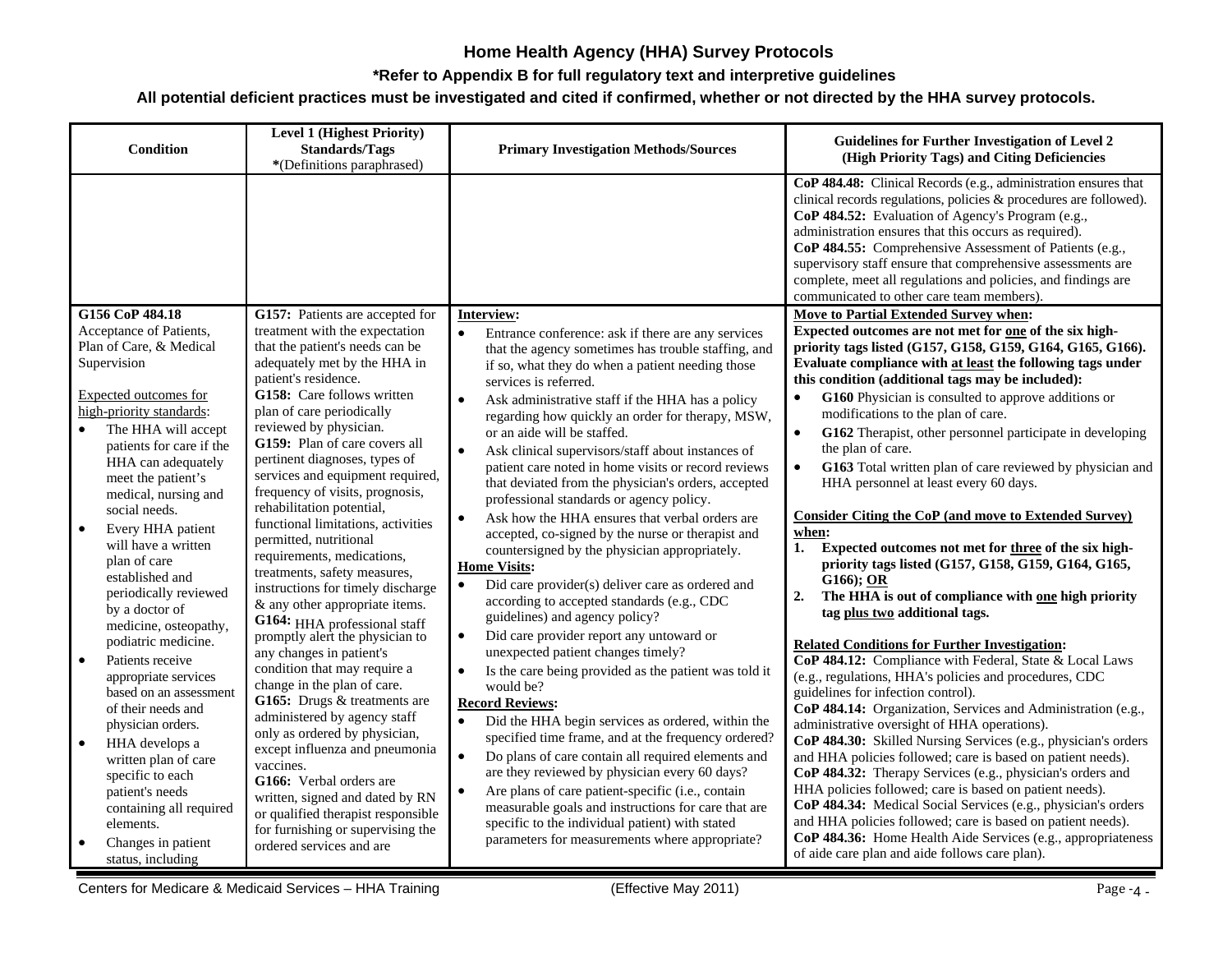# Home Health Agency (HHA) Survey Protocols

**\*Refer to Appendix B for full regulatory text and interpretive guidelines**

**All potential deficient practices must be investigated and cited if confirmed, whether or not directed by the HHA survey protocols.**

| Condition | Level 1 (Highest Priority) Standards/Tags *(Definitions paraphrased) | Primary Investigation Methods/Sources | Guidelines for Further Investigation of Level 2 (High Priority Tags) and Citing Deficiencies |
|---|---|---|---|
| | | | **CoP 484.48:** Clinical Records (e.g., administration ensures that clinical records regulations, policies & procedures are followed).<br>**CoP 484.52:** Evaluation of Agency's Program (e.g., administration ensures that this occurs as required).<br>**CoP 484.55:** Comprehensive Assessment of Patients (e.g., supervisory staff ensure that comprehensive assessments are complete, meet all regulations and policies, and findings are communicated to other care team members). |
| **G156 CoP 484.18**<br>Acceptance of Patients, Plan of Care, & Medical Supervision<br><br>Expected outcomes for high-priority standards:<br>• The HHA will accept patients for care if the HHA can adequately meet the patient's medical, nursing and social needs.<br>• Every HHA patient will have a written plan of care established and periodically reviewed by a doctor of medicine, osteopathy, podiatric medicine.<br>• Patients receive appropriate services based on an assessment of their needs and physician orders.<br>• HHA develops a written plan of care specific to each patient's needs containing all required elements.<br>• Changes in patient status, including | **G157:** Patients are accepted for treatment with the expectation that the patient's needs can be adequately met by the HHA in patient's residence.<br>**G158:** Care follows written plan of care periodically reviewed by physician.<br>**G159:** Plan of care covers all pertinent diagnoses, types of services and equipment required, frequency of visits, prognosis, rehabilitation potential, functional limitations, activities permitted, nutritional requirements, medications, treatments, safety measures, instructions for timely discharge & any other appropriate items.<br>**G164:** HHA professional staff promptly alert the physician to any changes in patient's condition that may require a change in the plan of care.<br>**G165:** Drugs & treatments are administered by agency staff only as ordered by physician, except influenza and pneumonia vaccines.<br>**G166:** Verbal orders are written, signed and dated by RN or qualified therapist responsible for furnishing or supervising the ordered services and are | **Interview:**<br>• Entrance conference: ask if there are any services that the agency sometimes has trouble staffing, and if so, what they do when a patient needing those services is referred.<br>• Ask administrative staff if the HHA has a policy regarding how quickly an order for therapy, MSW, or an aide will be staffed.<br>• Ask clinical supervisors/staff about instances of patient care noted in home visits or record reviews that deviated from the physician's orders, accepted professional standards or agency policy.<br>• Ask how the HHA ensures that verbal orders are accepted, co-signed by the nurse or therapist and countersigned by the physician appropriately.<br>**Home Visits:**<br>• Did care provider(s) deliver care as ordered and according to accepted standards (e.g., CDC guidelines) and agency policy?<br>• Did care provider report any untoward or unexpected patient changes timely?<br>• Is the care being provided as the patient was told it would be?<br>**Record Reviews:**<br>• Did the HHA begin services as ordered, within the specified time frame, and at the frequency ordered?<br>• Do plans of care contain all required elements and are they reviewed by physician every 60 days?<br>• Are plans of care patient-specific (i.e., contain measurable goals and instructions for care that are specific to the individual patient) with stated parameters for measurements where appropriate? | **Move to Partial Extended Survey when:**<br>**Expected outcomes are not met for one of the six high-priority tags listed (G157, G158, G159, G164, G165, G166). Evaluate compliance with at least the following tags under this condition (additional tags may be included):**<br>• **G160** Physician is consulted to approve additions or modifications to the plan of care.<br>• **G162** Therapist, other personnel participate in developing the plan of care.<br>• **G163** Total written plan of care reviewed by physician and HHA personnel at least every 60 days.<br><br>**Consider Citing the CoP (and move to Extended Survey) when:**<br>1. **Expected outcomes not met for three of the six high-priority tags listed (G157, G158, G159, G164, G165, G166); OR**<br>2. **The HHA is out of compliance with one high priority tag plus two additional tags.**<br><br>**Related Conditions for Further Investigation:**<br>**CoP 484.12:** Compliance with Federal, State & Local Laws (e.g., regulations, HHA's policies and procedures, CDC guidelines for infection control).<br>**CoP 484.14:** Organization, Services and Administration (e.g., administrative oversight of HHA operations).<br>**CoP 484.30:** Skilled Nursing Services (e.g., physician's orders and HHA policies followed; care is based on patient needs).<br>**CoP 484.32:** Therapy Services (e.g., physician's orders and HHA policies followed; care is based on patient needs).<br>**CoP 484.34:** Medical Social Services (e.g., physician's orders and HHA policies followed; care is based on patient needs).<br>**CoP 484.36:** Home Health Aide Services (e.g., appropriateness of aide care plan and aide follows care plan). |

Centers for Medicare & Medicaid Services – HHA Training (Effective May 2011)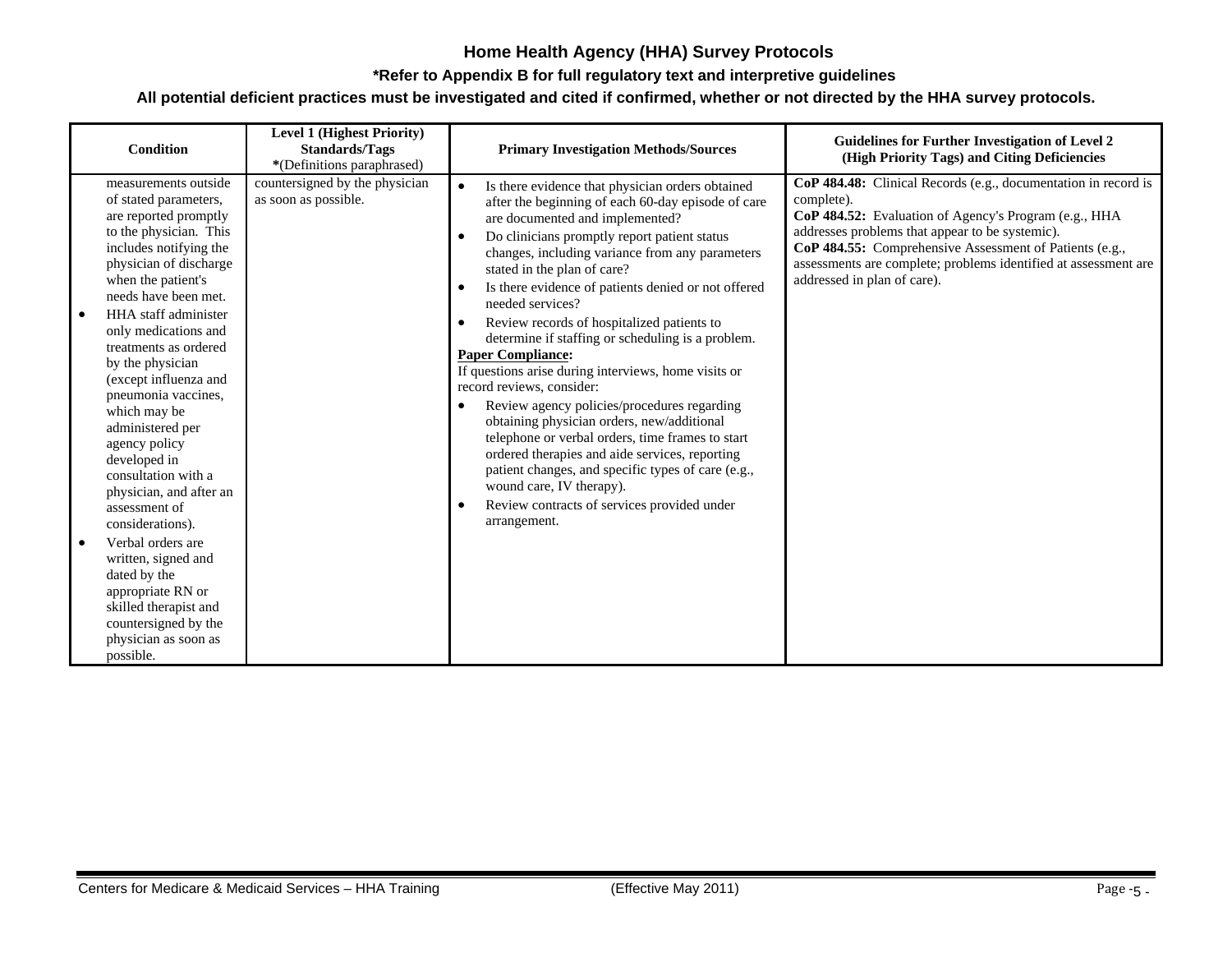# Home Health Agency (HHA) Survey Protocols

**\*Refer to Appendix B for full regulatory text and interpretive guidelines**

**All potential deficient practices must be investigated and cited if confirmed, whether or not directed by the HHA survey protocols.**

| Condition | Level 1 (Highest Priority) Standards/Tags *(Definitions paraphrased) | Primary Investigation Methods/Sources | Guidelines for Further Investigation of Level 2 (High Priority Tags) and Citing Deficiencies |
|---|---|---|---|
| measurements outside of stated parameters, are reported promptly to the physician. This includes notifying the physician of discharge when the patient's needs have been met.<br>• HHA staff administer only medications and treatments as ordered by the physician (except influenza and pneumonia vaccines, which may be administered per agency policy developed in consultation with a physician, and after an assessment of considerations).<br>• Verbal orders are written, signed and dated by the appropriate RN or skilled therapist and countersigned by the physician as soon as possible. | countersigned by the physician as soon as possible. | • Is there evidence that physician orders obtained after the beginning of each 60-day episode of care are documented and implemented?<br>• Do clinicians promptly report patient status changes, including variance from any parameters stated in the plan of care?<br>• Is there evidence of patients denied or not offered needed services?<br>• Review records of hospitalized patients to determine if staffing or scheduling is a problem.<br>**Paper Compliance:**<br>If questions arise during interviews, home visits or record reviews, consider:<br>• Review agency policies/procedures regarding obtaining physician orders, new/additional telephone or verbal orders, time frames to start ordered therapies and aide services, reporting patient changes, and specific types of care (e.g., wound care, IV therapy).<br>• Review contracts of services provided under arrangement. | **CoP 484.48:** Clinical Records (e.g., documentation in record is complete).<br>**CoP 484.52:** Evaluation of Agency's Program (e.g., HHA addresses problems that appear to be systemic).<br>**CoP 484.55:** Comprehensive Assessment of Patients (e.g., assessments are complete; problems identified at assessment are addressed in plan of care). |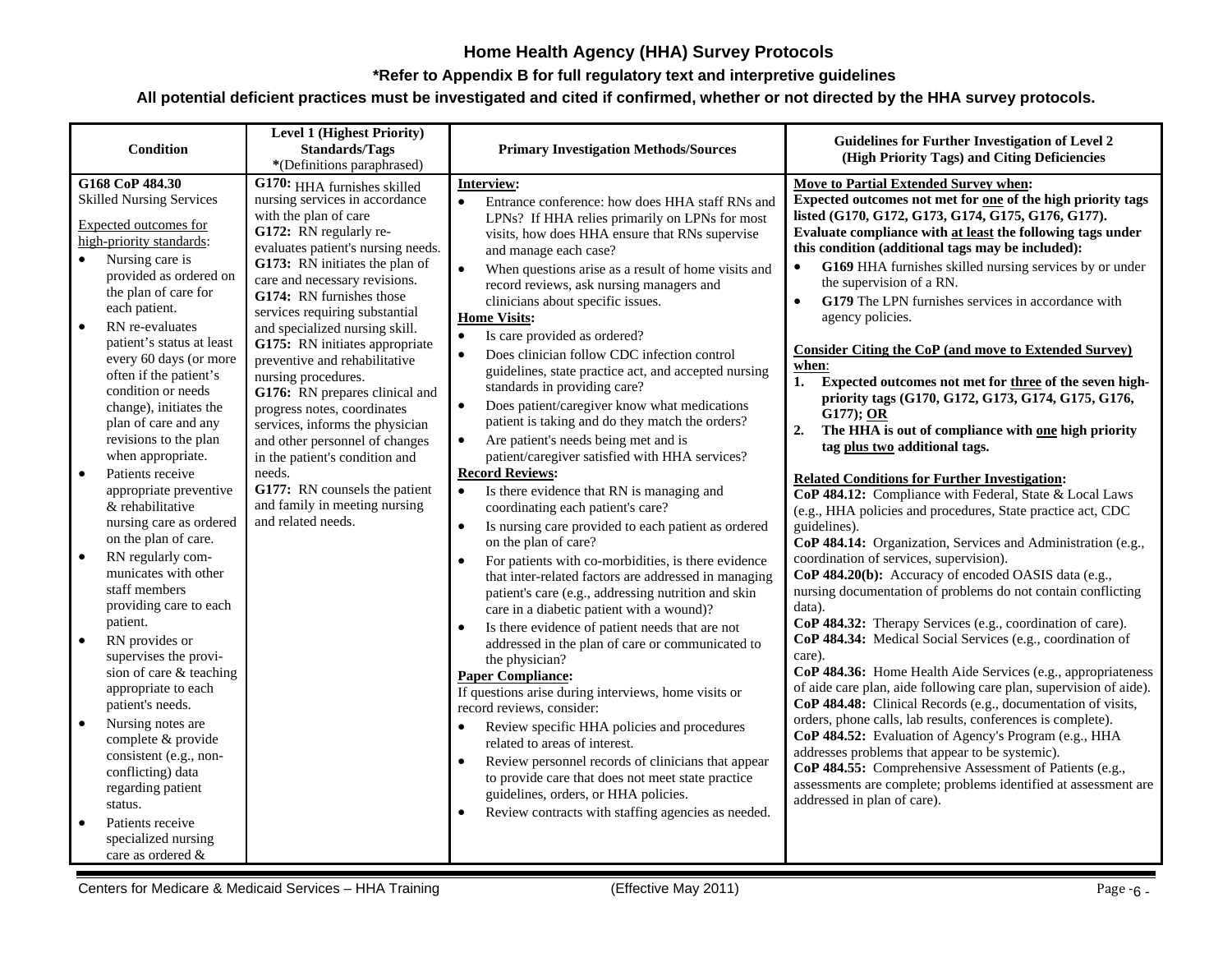# Home Health Agency (HHA) Survey Protocols

**\*Refer to Appendix B for full regulatory text and interpretive guidelines**

**All potential deficient practices must be investigated and cited if confirmed, whether or not directed by the HHA survey protocols.**

| Condition | Level 1 (Highest Priority) Standards/Tags *(Definitions paraphrased) | Primary Investigation Methods/Sources | Guidelines for Further Investigation of Level 2 (High Priority Tags) and Citing Deficiencies |
|---|---|---|---|
| **G168 CoP 484.30**<br>Skilled Nursing Services<br><br>Expected outcomes for high-priority standards:<br>• Nursing care is provided as ordered on the plan of care for each patient.<br>• RN re-evaluates patient's status at least every 60 days (or more often if the patient's condition or needs change), initiates the plan of care and any revisions to the plan when appropriate.<br>• Patients receive appropriate preventive & rehabilitative nursing care as ordered on the plan of care.<br>• RN regularly communicates with other staff members providing care to each patient.<br>• RN provides or supervises the provision of care & teaching appropriate to each patient's needs.<br>• Nursing notes are complete & provide consistent (e.g., non-conflicting) data regarding patient status.<br>• Patients receive specialized nursing care as ordered & | **G170:** HHA furnishes skilled nursing services in accordance with the plan of care<br>**G172:** RN regularly re-evaluates patient's nursing needs.<br>**G173:** RN initiates the plan of care and necessary revisions.<br>**G174:** RN furnishes those services requiring substantial and specialized nursing skill.<br>**G175:** RN initiates appropriate preventive and rehabilitative nursing procedures.<br>**G176:** RN prepares clinical and progress notes, coordinates services, informs the physician and other personnel of changes in the patient's condition and needs.<br>**G177:** RN counsels the patient and family in meeting nursing and related needs. | **Interview:**<br>• Entrance conference: how does HHA staff RNs and LPNs? If HHA relies primarily on LPNs for most visits, how does HHA ensure that RNs supervise and manage each case?<br>• When questions arise as a result of home visits and record reviews, ask nursing managers and clinicians about specific issues.<br>**Home Visits:**<br>• Is care provided as ordered?<br>• Does clinician follow CDC infection control guidelines, state practice act, and accepted nursing standards in providing care?<br>• Does patient/caregiver know what medications patient is taking and do they match the orders?<br>• Are patient's needs being met and is patient/caregiver satisfied with HHA services?<br>**Record Reviews:**<br>• Is there evidence that RN is managing and coordinating each patient's care?<br>• Is nursing care provided to each patient as ordered on the plan of care?<br>• For patients with co-morbidities, is there evidence that inter-related factors are addressed in managing patient's care (e.g., addressing nutrition and skin care in a diabetic patient with a wound)?<br>• Is there evidence of patient needs that are not addressed in the plan of care or communicated to the physician?<br>**Paper Compliance:**<br>If questions arise during interviews, home visits or record reviews, consider:<br>• Review specific HHA policies and procedures related to areas of interest.<br>• Review personnel records of clinicians that appear to provide care that does not meet state practice guidelines, orders, or HHA policies.<br>• Review contracts with staffing agencies as needed. | **Move to Partial Extended Survey when:**<br>**Expected outcomes not met for one of the high priority tags listed (G170, G172, G173, G174, G175, G176, G177). Evaluate compliance with at least the following tags under this condition (additional tags may be included):**<br>• **G169** HHA furnishes skilled nursing services by or under the supervision of a RN.<br>• **G179** The LPN furnishes services in accordance with agency policies.<br><br>**Consider Citing the CoP (and move to Extended Survey) when:**<br>**1. Expected outcomes not met for three of the seven high-priority tags (G170, G172, G173, G174, G175, G176, G177); OR**<br>**2. The HHA is out of compliance with one high priority tag plus two additional tags.**<br><br>**Related Conditions for Further Investigation:**<br>**CoP 484.12:** Compliance with Federal, State & Local Laws (e.g., HHA policies and procedures, State practice act, CDC guidelines).<br>**CoP 484.14:** Organization, Services and Administration (e.g., coordination of services, supervision).<br>**CoP 484.20(b):** Accuracy of encoded OASIS data (e.g., nursing documentation of problems do not contain conflicting data).<br>**CoP 484.32:** Therapy Services (e.g., coordination of care).<br>**CoP 484.34:** Medical Social Services (e.g., coordination of care).<br>**CoP 484.36:** Home Health Aide Services (e.g., appropriateness of aide care plan, aide following care plan, supervision of aide).<br>**CoP 484.48:** Clinical Records (e.g., documentation of visits, orders, phone calls, lab results, conferences is complete).<br>**CoP 484.52:** Evaluation of Agency's Program (e.g., HHA addresses problems that appear to be systemic).<br>**CoP 484.55:** Comprehensive Assessment of Patients (e.g., assessments are complete; problems identified at assessment are addressed in plan of care). |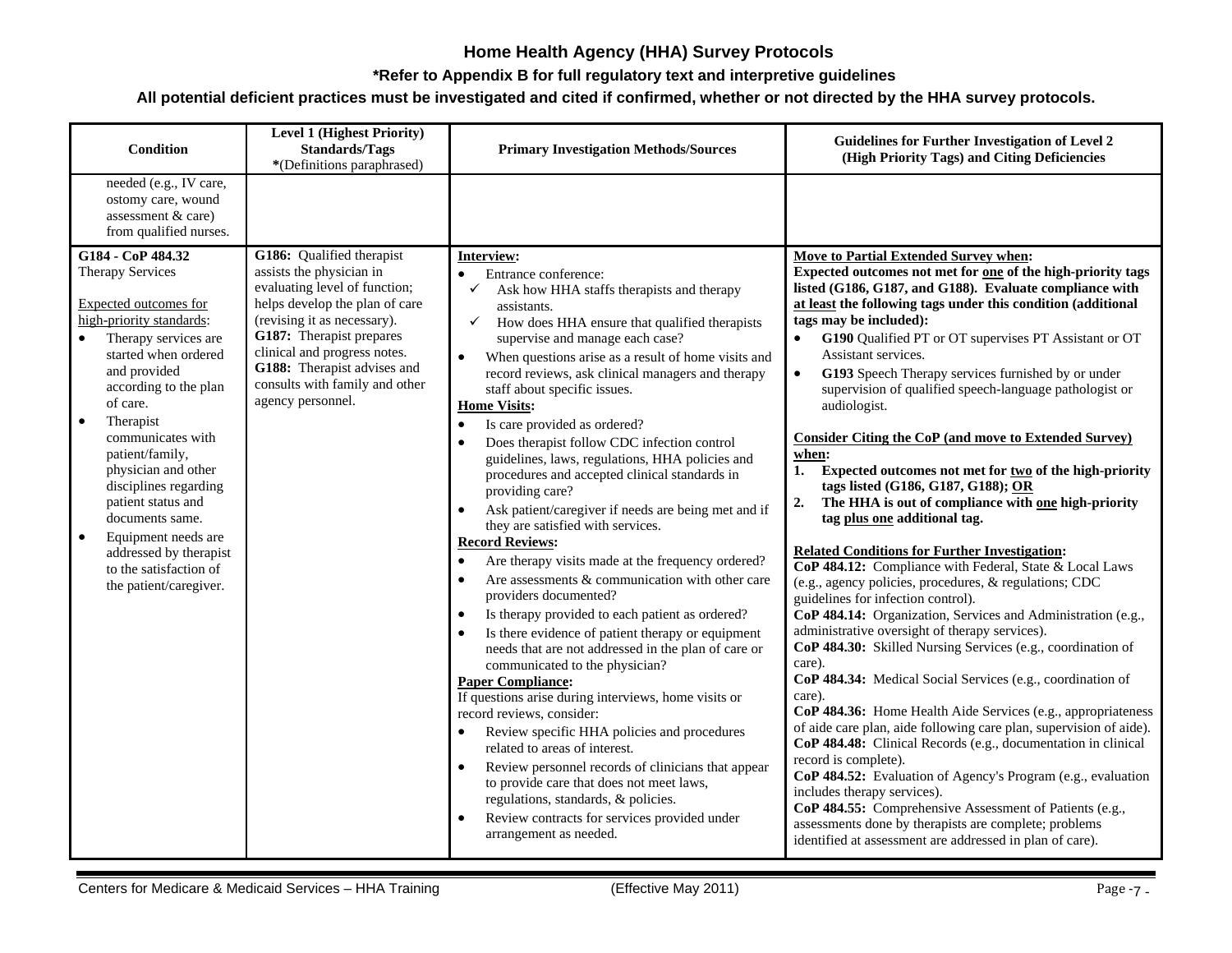# Home Health Agency (HHA) Survey Protocols

**\*Refer to Appendix B for full regulatory text and interpretive guidelines**

**All potential deficient practices must be investigated and cited if confirmed, whether or not directed by the HHA survey protocols.**

| Condition | Level 1 (Highest Priority) Standards/Tags *(Definitions paraphrased) | Primary Investigation Methods/Sources | Guidelines for Further Investigation of Level 2 (High Priority Tags) and Citing Deficiencies |
|---|---|---|---|
| needed (e.g., IV care, ostomy care, wound assessment & care) from qualified nurses. | | | |
| **G184 - CoP 484.32** Therapy Services<br><br>Expected outcomes for high-priority standards:<br>• Therapy services are started when ordered and provided according to the plan of care.<br>• Therapist communicates with patient/family, physician and other disciplines regarding patient status and documents same.<br>• Equipment needs are addressed by therapist to the satisfaction of the patient/caregiver. | **G186:** Qualified therapist assists the physician in evaluating level of function; helps develop the plan of care (revising it as necessary).<br>**G187:** Therapist prepares clinical and progress notes.<br>**G188:** Therapist advises and consults with family and other agency personnel. | **Interview:**<br>• Entrance conference:<br>✓ Ask how HHA staffs therapists and therapy assistants.<br>✓ How does HHA ensure that qualified therapists supervise and manage each case?<br>• When questions arise as a result of home visits and record reviews, ask clinical managers and therapy staff about specific issues.<br>**Home Visits:**<br>• Is care provided as ordered?<br>• Does therapist follow CDC infection control guidelines, laws, regulations, HHA policies and procedures and accepted clinical standards in providing care?<br>• Ask patient/caregiver if needs are being met and if they are satisfied with services.<br>**Record Reviews:**<br>• Are therapy visits made at the frequency ordered?<br>• Are assessments & communication with other care providers documented?<br>• Is therapy provided to each patient as ordered?<br>• Is there evidence of patient therapy or equipment needs that are not addressed in the plan of care or communicated to the physician?<br>**Paper Compliance:**<br>If questions arise during interviews, home visits or record reviews, consider:<br>• Review specific HHA policies and procedures related to areas of interest.<br>• Review personnel records of clinicians that appear to provide care that does not meet laws, regulations, standards, & policies.<br>• Review contracts for services provided under arrangement as needed. | **Move to Partial Extended Survey when:**<br>**Expected outcomes not met for one of the high-priority tags listed (G186, G187, and G188). Evaluate compliance with at least the following tags under this condition (additional tags may be included):**<br>• **G190** Qualified PT or OT supervises PT Assistant or OT Assistant services.<br>• **G193** Speech Therapy services furnished by or under supervision of qualified speech-language pathologist or audiologist.<br><br>**Consider Citing the CoP (and move to Extended Survey) when:**<br>**1. Expected outcomes not met for two of the high-priority tags listed (G186, G187, G188); OR**<br>**2. The HHA is out of compliance with one high-priority tag plus one additional tag.**<br><br>**Related Conditions for Further Investigation:**<br>**CoP 484.12:** Compliance with Federal, State & Local Laws (e.g., agency policies, procedures, & regulations; CDC guidelines for infection control).<br>**CoP 484.14:** Organization, Services and Administration (e.g., administrative oversight of therapy services).<br>**CoP 484.30:** Skilled Nursing Services (e.g., coordination of care).<br>**CoP 484.34:** Medical Social Services (e.g., coordination of care).<br>**CoP 484.36:** Home Health Aide Services (e.g., appropriateness of aide care plan, aide following care plan, supervision of aide).<br>**CoP 484.48:** Clinical Records (e.g., documentation in clinical record is complete).<br>**CoP 484.52:** Evaluation of Agency's Program (e.g., evaluation includes therapy services).<br>**CoP 484.55:** Comprehensive Assessment of Patients (e.g., assessments done by therapists are complete; problems identified at assessment are addressed in plan of care). |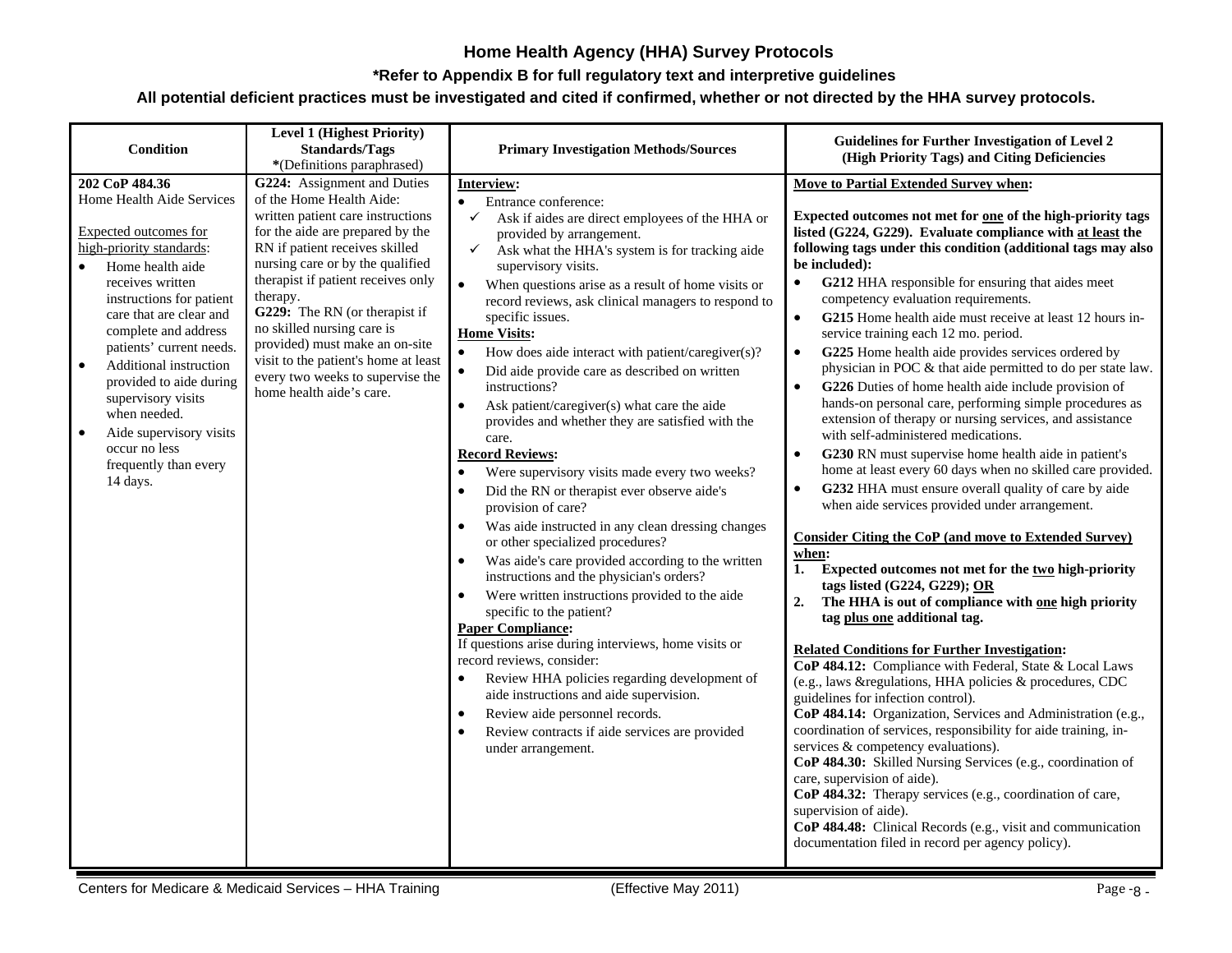# Home Health Agency (HHA) Survey Protocols

**\*Refer to Appendix B for full regulatory text and interpretive guidelines**

**All potential deficient practices must be investigated and cited if confirmed, whether or not directed by the HHA survey protocols.**

| Condition | Level 1 (Highest Priority) Standards/Tags *(Definitions paraphrased) | Primary Investigation Methods/Sources | Guidelines for Further Investigation of Level 2 (High Priority Tags) and Citing Deficiencies |
|---|---|---|---|
| **202 CoP 484.36**<br>Home Health Aide Services<br><br>Expected outcomes for high-priority standards:<br>• Home health aide receives written instructions for patient care that are clear and complete and address patients' current needs.<br>• Additional instruction provided to aide during supervisory visits when needed.<br>• Aide supervisory visits occur no less frequently than every 14 days. | **G224:** Assignment and Duties of the Home Health Aide: written patient care instructions for the aide are prepared by the RN if patient receives skilled nursing care or by the qualified therapist if patient receives only therapy.<br>**G229:** The RN (or therapist if no skilled nursing care is provided) must make an on-site visit to the patient's home at least every two weeks to supervise the home health aide's care. | **Interview:**<br>• Entrance conference:<br>✓ Ask if aides are direct employees of the HHA or provided by arrangement.<br>✓ Ask what the HHA's system is for tracking aide supervisory visits.<br>• When questions arise as a result of home visits or record reviews, ask clinical managers to respond to specific issues.<br>**Home Visits:**<br>• How does aide interact with patient/caregiver(s)?<br>• Did aide provide care as described on written instructions?<br>• Ask patient/caregiver(s) what care the aide provides and whether they are satisfied with the care.<br>**Record Reviews:**<br>• Were supervisory visits made every two weeks?<br>• Did the RN or therapist ever observe aide's provision of care?<br>• Was aide instructed in any clean dressing changes or other specialized procedures?<br>• Was aide's care provided according to the written instructions and the physician's orders?<br>• Were written instructions provided to the aide specific to the patient?<br>**Paper Compliance:**<br>If questions arise during interviews, home visits or record reviews, consider:<br>• Review HHA policies regarding development of aide instructions and aide supervision.<br>• Review aide personnel records.<br>• Review contracts if aide services are provided under arrangement. | **Move to Partial Extended Survey when:**<br><br>**Expected outcomes not met for one of the high-priority tags listed (G224, G229). Evaluate compliance with at least the following tags under this condition (additional tags may also be included):**<br>• **G212** HHA responsible for ensuring that aides meet competency evaluation requirements.<br>• **G215** Home health aide must receive at least 12 hours in-service training each 12 mo. period.<br>• **G225** Home health aide provides services ordered by physician in POC & that aide permitted to do per state law.<br>• **G226** Duties of home health aide include provision of hands-on personal care, performing simple procedures as extension of therapy or nursing services, and assistance with self-administered medications.<br>• **G230** RN must supervise home health aide in patient's home at least every 60 days when no skilled care provided.<br>• **G232** HHA must ensure overall quality of care by aide when aide services provided under arrangement.<br><br>**Consider Citing the CoP (and move to Extended Survey) when:**<br>1. **Expected outcomes not met for the two high-priority tags listed (G224, G229); OR**<br>2. **The HHA is out of compliance with one high priority tag plus one additional tag.**<br><br>**Related Conditions for Further Investigation:**<br>**CoP 484.12:** Compliance with Federal, State & Local Laws (e.g., laws &regulations, HHA policies & procedures, CDC guidelines for infection control).<br>**CoP 484.14:** Organization, Services and Administration (e.g., coordination of services, responsibility for aide training, in-services & competency evaluations).<br>**CoP 484.30:** Skilled Nursing Services (e.g., coordination of care, supervision of aide).<br>**CoP 484.32:** Therapy services (e.g., coordination of care, supervision of aide).<br>**CoP 484.48:** Clinical Records (e.g., visit and communication documentation filed in record per agency policy). |

Centers for Medicare & Medicaid Services – HHA Training (Effective May 2011)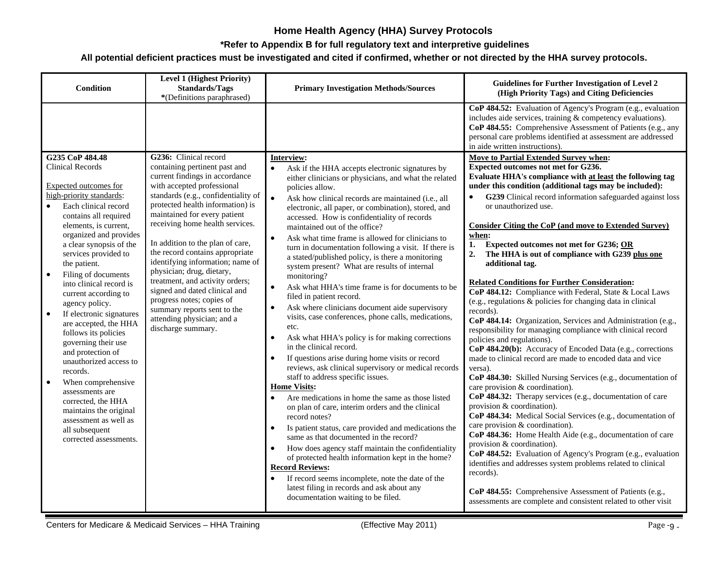# Home Health Agency (HHA) Survey Protocols

**\*Refer to Appendix B for full regulatory text and interpretive guidelines**

**All potential deficient practices must be investigated and cited if confirmed, whether or not directed by the HHA survey protocols.**

| Condition | Level 1 (Highest Priority) Standards/Tags *(Definitions paraphrased) | Primary Investigation Methods/Sources | Guidelines for Further Investigation of Level 2 (High Priority Tags) and Citing Deficiencies |
|---|---|---|---|
| | | | **CoP 484.52:** Evaluation of Agency's Program (e.g., evaluation includes aide services, training & competency evaluations).<br>**CoP 484.55:** Comprehensive Assessment of Patients (e.g., any personal care problems identified at assessment are addressed in aide written instructions). |
| **G235 CoP 484.48**<br>Clinical Records<br><br><u>Expected outcomes for high-priority standards</u>:<br>• Each clinical record contains all required elements, is current, organized and provides a clear synopsis of the services provided to the patient.<br>• Filing of documents into clinical record is current according to agency policy.<br>• If electronic signatures are accepted, the HHA follows its policies governing their use and protection of unauthorized access to records.<br>• When comprehensive assessments are corrected, the HHA maintains the original assessment as well as all subsequent corrected assessments. | **G236:** Clinical record containing pertinent past and current findings in accordance with accepted professional standards (e.g., confidentiality of protected health information) is maintained for every patient receiving home health services.<br><br>In addition to the plan of care, the record contains appropriate identifying information; name of physician; drug, dietary, treatment, and activity orders; signed and dated clinical and progress notes; copies of summary reports sent to the attending physician; and a discharge summary. | **<u>Interview</u>:**<br>• Ask if the HHA accepts electronic signatures by either clinicians or physicians, and what the related policies allow.<br>• Ask how clinical records are maintained (i.e., all electronic, all paper, or combination), stored, and accessed. How is confidentiality of records maintained out of the office?<br>• Ask what time frame is allowed for clinicians to turn in documentation following a visit. If there is a stated/published policy, is there a monitoring system present? What are results of internal monitoring?<br>• Ask what HHA's time frame is for documents to be filed in patient record.<br>• Ask where clinicians document aide supervisory visits, case conferences, phone calls, medications, etc.<br>• Ask what HHA's policy is for making corrections in the clinical record.<br>• If questions arise during home visits or record reviews, ask clinical supervisory or medical records staff to address specific issues.<br>**<u>Home Visits</u>:**<br>• Are medications in home the same as those listed on plan of care, interim orders and the clinical record notes?<br>• Is patient status, care provided and medications the same as that documented in the record?<br>• How does agency staff maintain the confidentiality of protected health information kept in the home?<br>**<u>Record Reviews</u>:**<br>• If record seems incomplete, note the date of the latest filing in records and ask about any documentation waiting to be filed. | **<u>Move to Partial Extended Survey when</u>:**<br>**Expected outcomes not met for G236.**<br>**Evaluate HHA's compliance with <u>at least</u> the following tag under this condition (additional tags may be included):**<br>• **G239** Clinical record information safeguarded against loss or unauthorized use.<br><br>**<u>Consider Citing the CoP (and move to Extended Survey) when</u>:**<br>**1. Expected outcomes not met for G236; <u>OR</u>**<br>**2. The HHA is out of compliance with G239 <u>plus one</u> additional tag.**<br><br>**<u>Related Conditions for Further Consideration</u>:**<br>**CoP 484.12:** Compliance with Federal, State & Local Laws (e.g., regulations & policies for changing data in clinical records).<br>**CoP 484.14:** Organization, Services and Administration (e.g., responsibility for managing compliance with clinical record policies and regulations).<br>**CoP 484.20(b):** Accuracy of Encoded Data (e.g., corrections made to clinical record are made to encoded data and vice versa).<br>**CoP 484.30:** Skilled Nursing Services (e.g., documentation of care provision & coordination).<br>**CoP 484.32:** Therapy services (e.g., documentation of care provision & coordination).<br>**CoP 484.34:** Medical Social Services (e.g., documentation of care provision & coordination).<br>**CoP 484.36:** Home Health Aide (e.g., documentation of care provision & coordination).<br>**CoP 484.52:** Evaluation of Agency's Program (e.g., evaluation identifies and addresses system problems related to clinical records).<br><br>**CoP 484.55:** Comprehensive Assessment of Patients (e.g., assessments are complete and consistent related to other visit |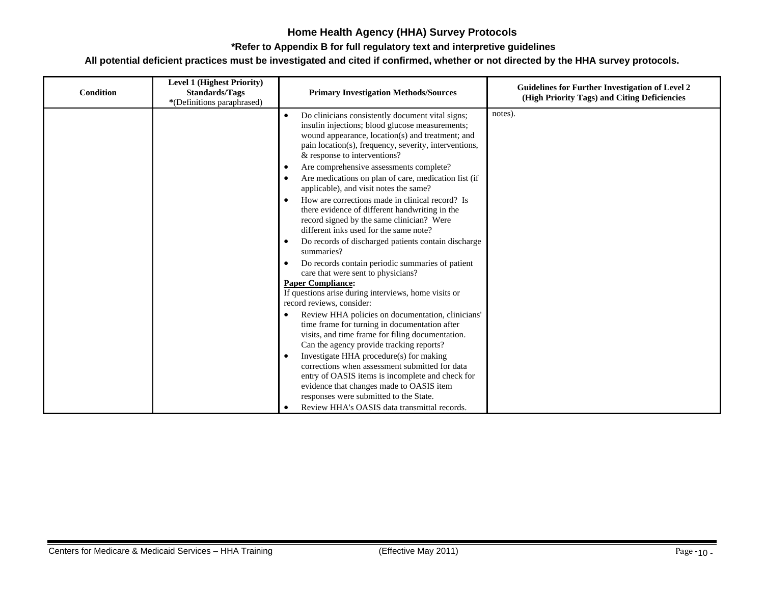# Home Health Agency (HHA) Survey Protocols

**\*Refer to Appendix B for full regulatory text and interpretive guidelines**

**All potential deficient practices must be investigated and cited if confirmed, whether or not directed by the HHA survey protocols.**

| Condition | Level 1 (Highest Priority) Standards/Tags *(Definitions paraphrased) | Primary Investigation Methods/Sources | Guidelines for Further Investigation of Level 2 (High Priority Tags) and Citing Deficiencies |
|---|---|---|---|
| | | • Do clinicians consistently document vital signs; insulin injections; blood glucose measurements; wound appearance, location(s) and treatment; and pain location(s), frequency, severity, interventions, & response to interventions?<br>• Are comprehensive assessments complete?<br>• Are medications on plan of care, medication list (if applicable), and visit notes the same?<br>• How are corrections made in clinical record? Is there evidence of different handwriting in the record signed by the same clinician? Were different inks used for the same note?<br>• Do records of discharged patients contain discharge summaries?<br>• Do records contain periodic summaries of patient care that were sent to physicians?<br>**<u>Paper Compliance</u>:**<br>If questions arise during interviews, home visits or record reviews, consider:<br>• Review HHA policies on documentation, clinicians' time frame for turning in documentation after visits, and time frame for filing documentation. Can the agency provide tracking reports?<br>• Investigate HHA procedure(s) for making corrections when assessment submitted for data entry of OASIS items is incomplete and check for evidence that changes made to OASIS item responses were submitted to the State.<br>• Review HHA's OASIS data transmittal records. | notes). |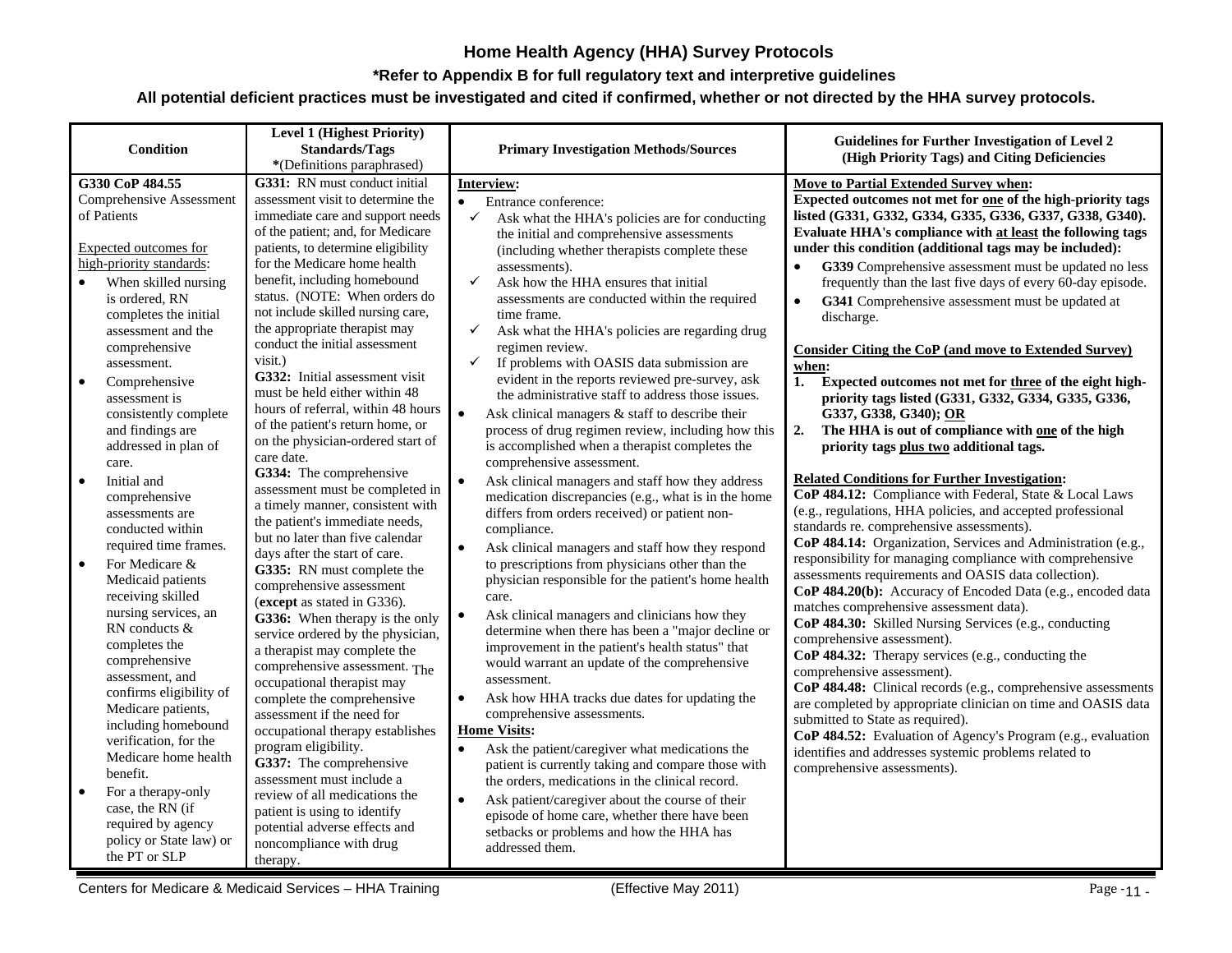# Home Health Agency (HHA) Survey Protocols

**\*Refer to Appendix B for full regulatory text and interpretive guidelines**

**All potential deficient practices must be investigated and cited if confirmed, whether or not directed by the HHA survey protocols.**

| Condition | Level 1 (Highest Priority) Standards/Tags *(Definitions paraphrased) | Primary Investigation Methods/Sources | Guidelines for Further Investigation of Level 2 (High Priority Tags) and Citing Deficiencies |
|---|---|---|---|
| **G330 CoP 484.55** Comprehensive Assessment of Patients<br><br>Expected outcomes for high-priority standards:<br>• When skilled nursing is ordered, RN completes the initial assessment and the comprehensive assessment.<br>• Comprehensive assessment is consistently complete and findings are addressed in plan of care.<br>• Initial and comprehensive assessments are conducted within required time frames.<br>• For Medicare & Medicaid patients receiving skilled nursing services, an RN conducts & completes the comprehensive assessment, and confirms eligibility of Medicare patients, including homebound verification, for the Medicare home health benefit.<br>• For a therapy-only case, the RN (if required by agency policy or State law) or the PT or SLP | **G331:** RN must conduct initial assessment visit to determine the immediate care and support needs of the patient; and, for Medicare patients, to determine eligibility for the Medicare home health benefit, including homebound status. (NOTE: When orders do not include skilled nursing care, the appropriate therapist may conduct the initial assessment visit.)<br>**G332:** Initial assessment visit must be held either within 48 hours of referral, within 48 hours of the patient's return home, or on the physician-ordered start of care date.<br>**G334:** The comprehensive assessment must be completed in a timely manner, consistent with the patient's immediate needs, but no later than five calendar days after the start of care.<br>**G335:** RN must complete the comprehensive assessment (**except** as stated in G336).<br>**G336:** When therapy is the only service ordered by the physician, a therapist may complete the comprehensive assessment. The occupational therapist may complete the comprehensive assessment if the need for occupational therapy establishes program eligibility.<br>**G337:** The comprehensive assessment must include a review of all medications the patient is using to identify potential adverse effects and noncompliance with drug therapy. | **Interview:**<br>• Entrance conference:<br>✓ Ask what the HHA's policies are for conducting the initial and comprehensive assessments (including whether therapists complete these assessments).<br>✓ Ask how the HHA ensures that initial assessments are conducted within the required time frame.<br>✓ Ask what the HHA's policies are regarding drug regimen review.<br>✓ If problems with OASIS data submission are evident in the reports reviewed pre-survey, ask the administrative staff to address those issues.<br>• Ask clinical managers & staff to describe their process of drug regimen review, including how this is accomplished when a therapist completes the comprehensive assessment.<br>• Ask clinical managers and staff how they address medication discrepancies (e.g., what is in the home differs from orders received) or patient non-compliance.<br>• Ask clinical managers and staff how they respond to prescriptions from physicians other than the physician responsible for the patient's home health care.<br>• Ask clinical managers and clinicians how they determine when there has been a "major decline or improvement in the patient's health status" that would warrant an update of the comprehensive assessment.<br>• Ask how HHA tracks due dates for updating the comprehensive assessments.<br>**Home Visits:**<br>• Ask the patient/caregiver what medications the patient is currently taking and compare those with the orders, medications in the clinical record.<br>• Ask patient/caregiver about the course of their episode of home care, whether there have been setbacks or problems and how the HHA has addressed them. | **Move to Partial Extended Survey when:**<br>**Expected outcomes not met for one of the high-priority tags listed (G331, G332, G334, G335, G336, G337, G338, G340). Evaluate HHA's compliance with at least the following tags under this condition (additional tags may be included):**<br>• **G339** Comprehensive assessment must be updated no less frequently than the last five days of every 60-day episode.<br>• **G341** Comprehensive assessment must be updated at discharge.<br><br>**Consider Citing the CoP (and move to Extended Survey) when:**<br>1. **Expected outcomes not met for three of the eight high-priority tags listed (G331, G332, G334, G335, G336, G337, G338, G340); OR**<br>2. **The HHA is out of compliance with one of the high priority tags plus two additional tags.**<br><br>**Related Conditions for Further Investigation:**<br>**CoP 484.12:** Compliance with Federal, State & Local Laws (e.g., regulations, HHA policies, and accepted professional standards re. comprehensive assessments).<br>**CoP 484.14:** Organization, Services and Administration (e.g., responsibility for managing compliance with comprehensive assessments requirements and OASIS data collection).<br>**CoP 484.20(b):** Accuracy of Encoded Data (e.g., encoded data matches comprehensive assessment data).<br>**CoP 484.30:** Skilled Nursing Services (e.g., conducting comprehensive assessment).<br>**CoP 484.32:** Therapy services (e.g., conducting the comprehensive assessment).<br>**CoP 484.48:** Clinical records (e.g., comprehensive assessments are completed by appropriate clinician on time and OASIS data submitted to State as required).<br>**CoP 484.52:** Evaluation of Agency's Program (e.g., evaluation identifies and addresses systemic problems related to comprehensive assessments). |

Centers for Medicare & Medicaid Services – HHA Training (Effective May 2011)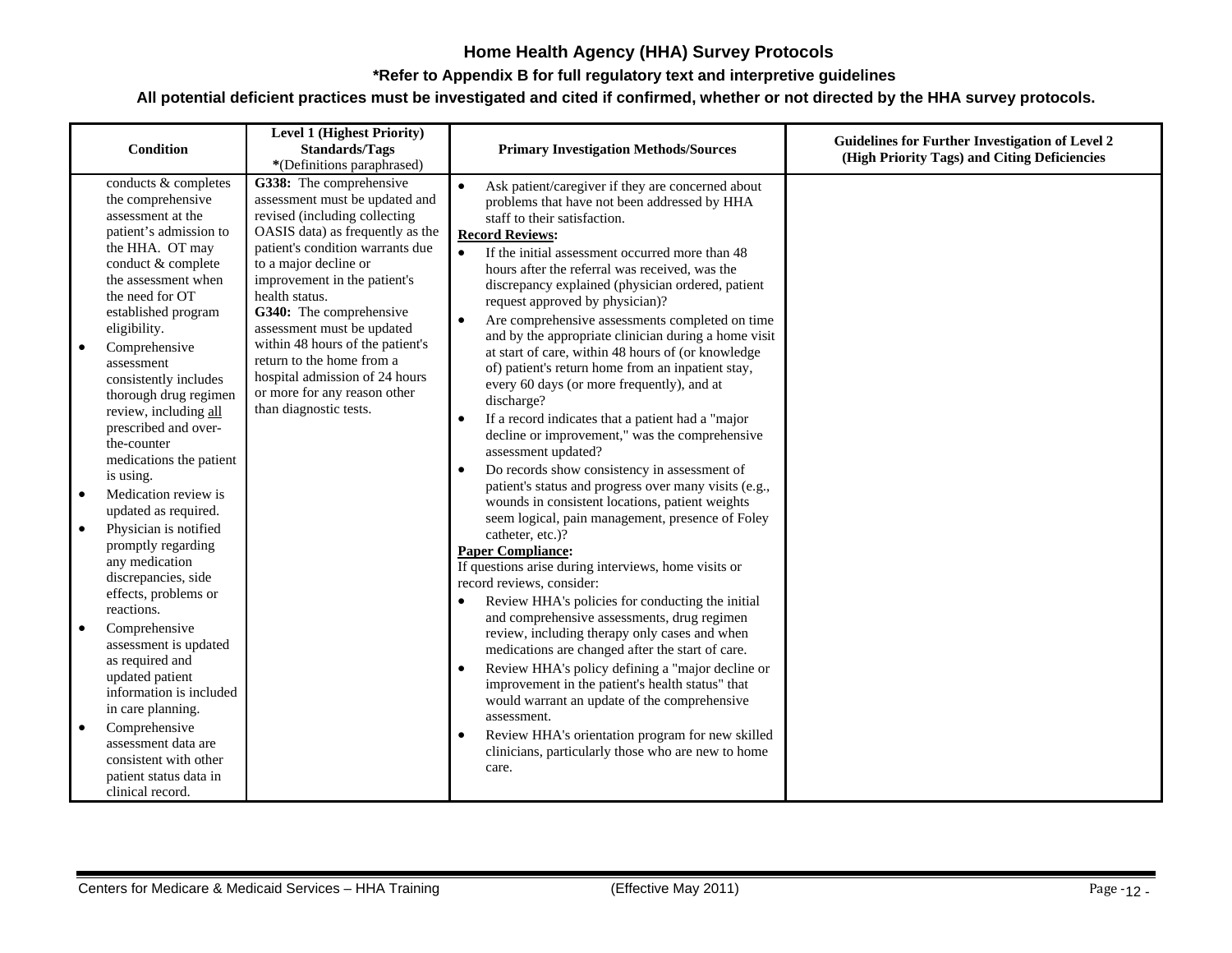## Home Health Agency (HHA) Survey Protocols

**\*Refer to Appendix B for full regulatory text and interpretive guidelines**

**All potential deficient practices must be investigated and cited if confirmed, whether or not directed by the HHA survey protocols.**

| Condition | Level 1 (Highest Priority) Standards/Tags *(Definitions paraphrased) | Primary Investigation Methods/Sources | Guidelines for Further Investigation of Level 2 (High Priority Tags) and Citing Deficiencies |
|---|---|---|---|
| conducts & completes the comprehensive assessment at the patient's admission to the HHA. OT may conduct & complete the assessment when the need for OT established program eligibility.<br>• Comprehensive assessment consistently includes thorough drug regimen review, including <u>all</u> prescribed and over-the-counter medications the patient is using.<br>• Medication review is updated as required.<br>• Physician is notified promptly regarding any medication discrepancies, side effects, problems or reactions.<br>• Comprehensive assessment is updated as required and updated patient information is included in care planning.<br>• Comprehensive assessment data are consistent with other patient status data in clinical record. | **G338:** The comprehensive assessment must be updated and revised (including collecting OASIS data) as frequently as the patient's condition warrants due to a major decline or improvement in the patient's health status.<br>**G340:** The comprehensive assessment must be updated within 48 hours of the patient's return to the home from a hospital admission of 24 hours or more for any reason other than diagnostic tests. | • Ask patient/caregiver if they are concerned about problems that have not been addressed by HHA staff to their satisfaction.<br>**<u>Record Reviews</u>:**<br>• If the initial assessment occurred more than 48 hours after the referral was received, was the discrepancy explained (physician ordered, patient request approved by physician)?<br>• Are comprehensive assessments completed on time and by the appropriate clinician during a home visit at start of care, within 48 hours of (or knowledge of) patient's return home from an inpatient stay, every 60 days (or more frequently), and at discharge?<br>• If a record indicates that a patient had a "major decline or improvement," was the comprehensive assessment updated?<br>• Do records show consistency in assessment of patient's status and progress over many visits (e.g., wounds in consistent locations, patient weights seem logical, pain management, presence of Foley catheter, etc.)?<br>**<u>Paper Compliance</u>:**<br>If questions arise during interviews, home visits or record reviews, consider:<br>• Review HHA's policies for conducting the initial and comprehensive assessments, drug regimen review, including therapy only cases and when medications are changed after the start of care.<br>• Review HHA's policy defining a "major decline or improvement in the patient's health status" that would warrant an update of the comprehensive assessment.<br>• Review HHA's orientation program for new skilled clinicians, particularly those who are new to home care. | |